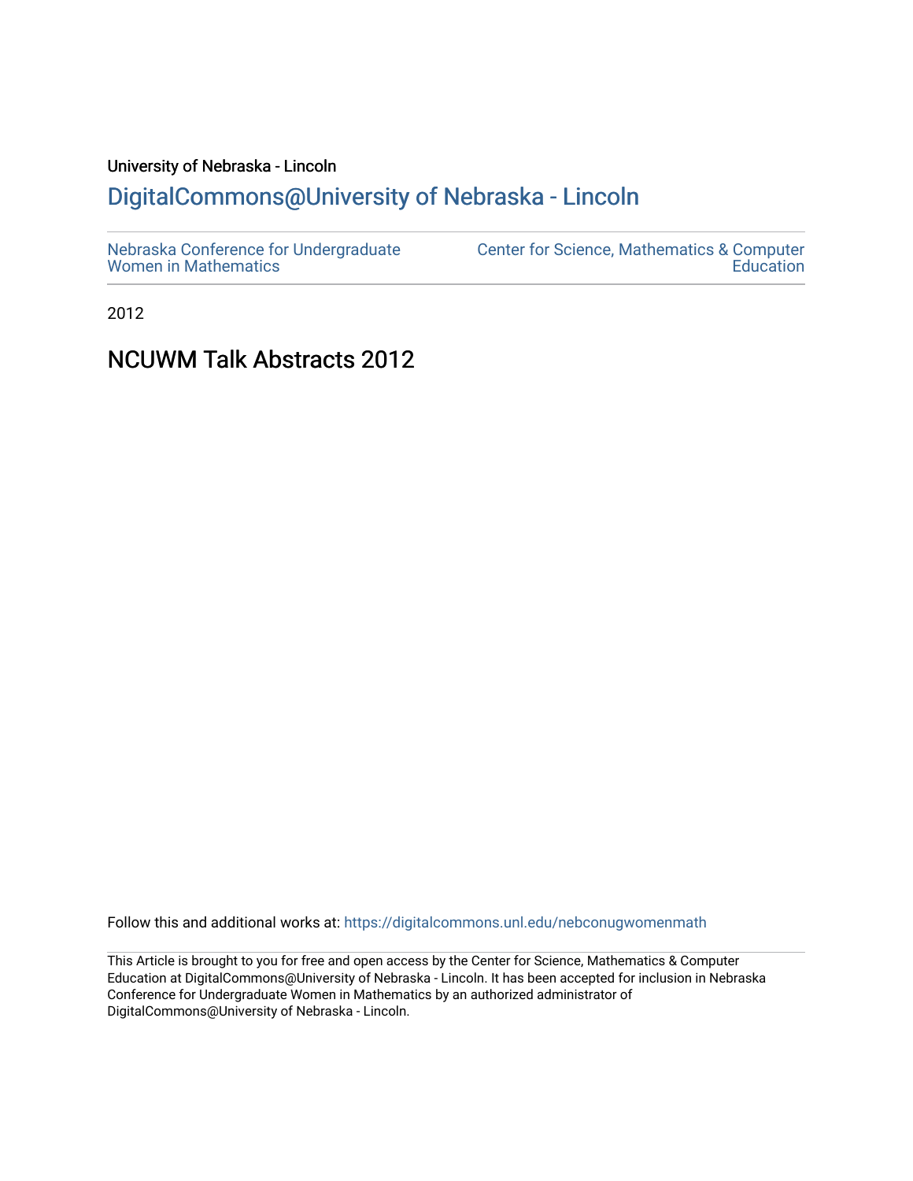University of Nebraska - Lincoln

# DigitalCommons@University of Nebraska - Lincoln

Nebraska Conference for Undergraduate Women in Mathematics

Center for Science, Mathematics & Computer Education

2012

## NCUWM Talk Abstracts 2012

Follow this and additional works at: https://digitalcommons.unl.edu/nebconugwomenmath

This Article is brought to you for free and open access by the Center for Science, Mathematics & Computer Education at DigitalCommons@University of Nebraska - Lincoln. It has been accepted for inclusion in Nebraska Conference for Undergraduate Women in Mathematics by an authorized administrator of DigitalCommons@University of Nebraska - Lincoln.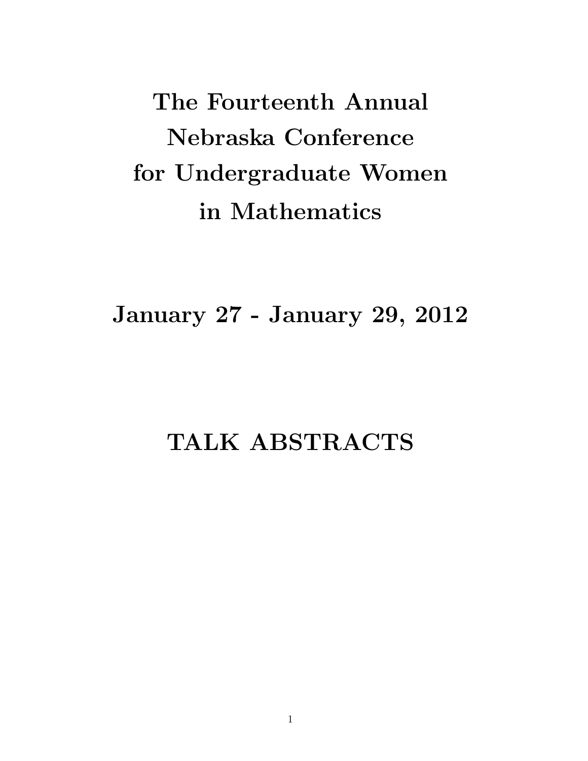# The Fourteenth Annual Nebraska Conference for Undergraduate Women in Mathematics

## January 27 - January 29, 2012

## TALK ABSTRACTS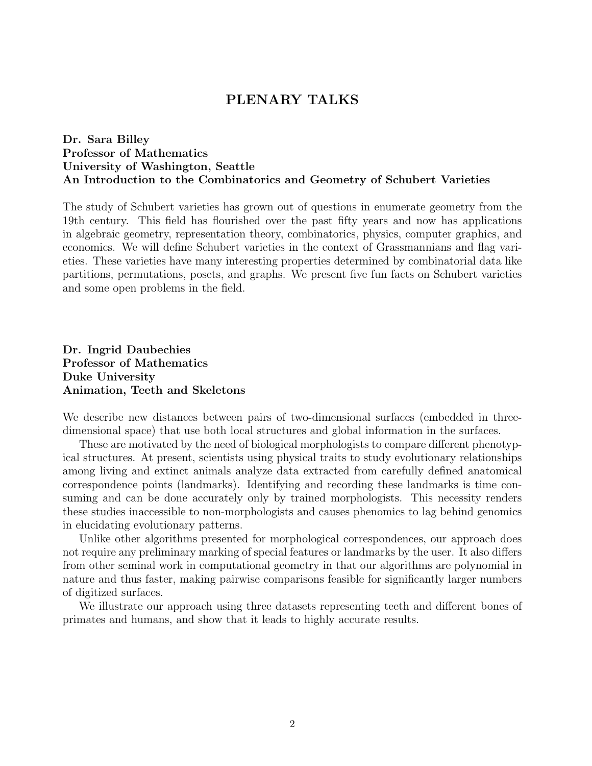# PLENARY TALKS

**Dr. Sara Billey**
**Professor of Mathematics**
**University of Washington, Seattle**
**An Introduction to the Combinatorics and Geometry of Schubert Varieties**

The study of Schubert varieties has grown out of questions in enumerate geometry from the 19th century. This field has flourished over the past fifty years and now has applications in algebraic geometry, representation theory, combinatorics, physics, computer graphics, and economics. We will define Schubert varieties in the context of Grassmannians and flag varieties. These varieties have many interesting properties determined by combinatorial data like partitions, permutations, posets, and graphs. We present five fun facts on Schubert varieties and some open problems in the field.

**Dr. Ingrid Daubechies**
**Professor of Mathematics**
**Duke University**
**Animation, Teeth and Skeletons**

We describe new distances between pairs of two-dimensional surfaces (embedded in three-dimensional space) that use both local structures and global information in the surfaces.

These are motivated by the need of biological morphologists to compare different phenotypical structures. At present, scientists using physical traits to study evolutionary relationships among living and extinct animals analyze data extracted from carefully defined anatomical correspondence points (landmarks). Identifying and recording these landmarks is time consuming and can be done accurately only by trained morphologists. This necessity renders these studies inaccessible to non-morphologists and causes phenomics to lag behind genomics in elucidating evolutionary patterns.

Unlike other algorithms presented for morphological correspondences, our approach does not require any preliminary marking of special features or landmarks by the user. It also differs from other seminal work in computational geometry in that our algorithms are polynomial in nature and thus faster, making pairwise comparisons feasible for significantly larger numbers of digitized surfaces.

We illustrate our approach using three datasets representing teeth and different bones of primates and humans, and show that it leads to highly accurate results.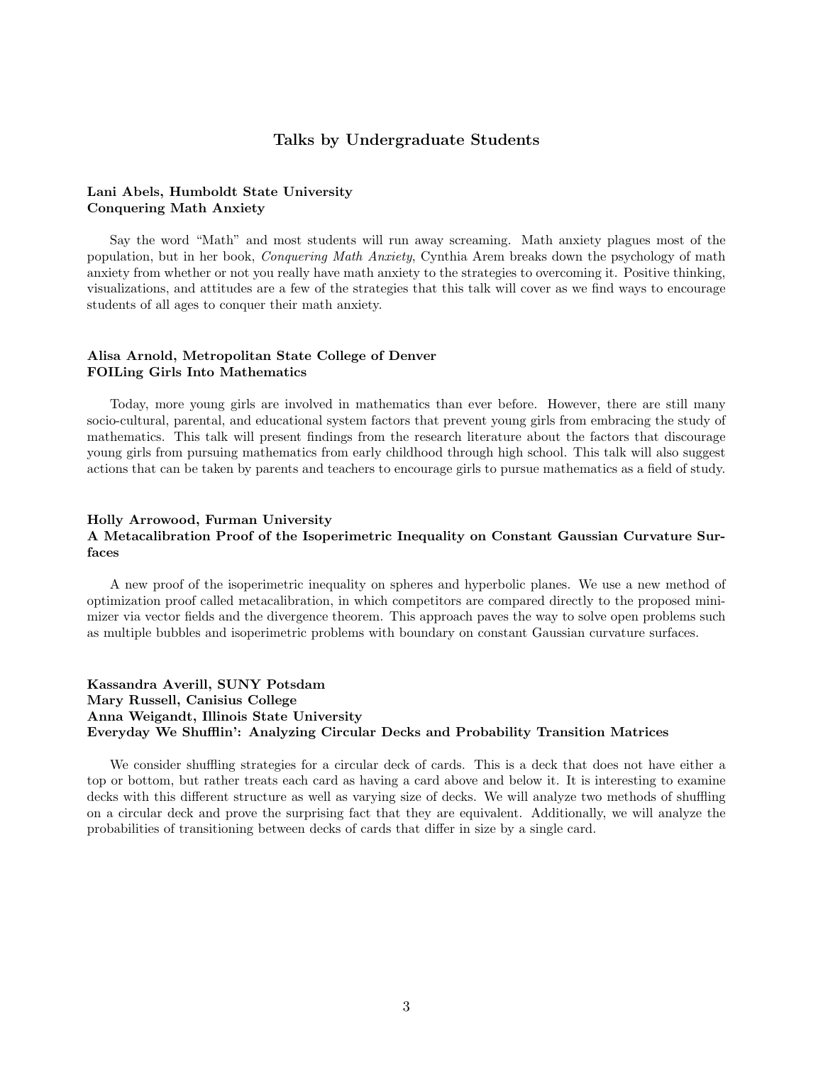## Talks by Undergraduate Students

**Lani Abels, Humboldt State University**
**Conquering Math Anxiety**

Say the word "Math" and most students will run away screaming. Math anxiety plagues most of the population, but in her book, *Conquering Math Anxiety*, Cynthia Arem breaks down the psychology of math anxiety from whether or not you really have math anxiety to the strategies to overcoming it. Positive thinking, visualizations, and attitudes are a few of the strategies that this talk will cover as we find ways to encourage students of all ages to conquer their math anxiety.

**Alisa Arnold, Metropolitan State College of Denver**
**FOILing Girls Into Mathematics**

Today, more young girls are involved in mathematics than ever before. However, there are still many socio-cultural, parental, and educational system factors that prevent young girls from embracing the study of mathematics. This talk will present findings from the research literature about the factors that discourage young girls from pursuing mathematics from early childhood through high school. This talk will also suggest actions that can be taken by parents and teachers to encourage girls to pursue mathematics as a field of study.

**Holly Arrowood, Furman University**
**A Metacalibration Proof of the Isoperimetric Inequality on Constant Gaussian Curvature Surfaces**

A new proof of the isoperimetric inequality on spheres and hyperbolic planes. We use a new method of optimization proof called metacalibration, in which competitors are compared directly to the proposed minimizer via vector fields and the divergence theorem. This approach paves the way to solve open problems such as multiple bubbles and isoperimetric problems with boundary on constant Gaussian curvature surfaces.

**Kassandra Averill, SUNY Potsdam**
**Mary Russell, Canisius College**
**Anna Weigandt, Illinois State University**
**Everyday We Shufflin': Analyzing Circular Decks and Probability Transition Matrices**

We consider shuffling strategies for a circular deck of cards. This is a deck that does not have either a top or bottom, but rather treats each card as having a card above and below it. It is interesting to examine decks with this different structure as well as varying size of decks. We will analyze two methods of shuffling on a circular deck and prove the surprising fact that they are equivalent. Additionally, we will analyze the probabilities of transitioning between decks of cards that differ in size by a single card.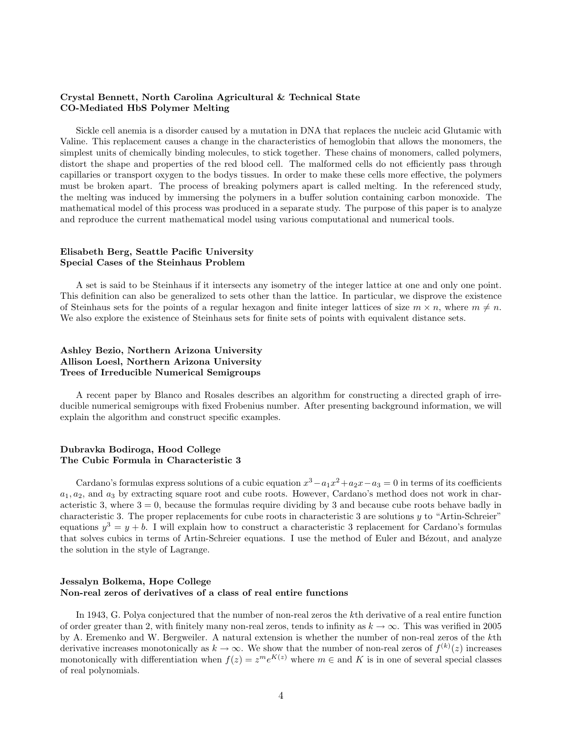**Crystal Bennett, North Carolina Agricultural & Technical State**
**CO-Mediated HbS Polymer Melting**

Sickle cell anemia is a disorder caused by a mutation in DNA that replaces the nucleic acid Glutamic with Valine. This replacement causes a change in the characteristics of hemoglobin that allows the monomers, the simplest units of chemically binding molecules, to stick together. These chains of monomers, called polymers, distort the shape and properties of the red blood cell. The malformed cells do not efficiently pass through capillaries or transport oxygen to the bodys tissues. In order to make these cells more effective, the polymers must be broken apart. The process of breaking polymers apart is called melting. In the referenced study, the melting was induced by immersing the polymers in a buffer solution containing carbon monoxide. The mathematical model of this process was produced in a separate study. The purpose of this paper is to analyze and reproduce the current mathematical model using various computational and numerical tools.

**Elisabeth Berg, Seattle Pacific University**
**Special Cases of the Steinhaus Problem**

A set is said to be Steinhaus if it intersects any isometry of the integer lattice at one and only one point. This definition can also be generalized to sets other than the lattice. In particular, we disprove the existence of Steinhaus sets for the points of a regular hexagon and finite integer lattices of size $m \times n$, where $m \neq n$. We also explore the existence of Steinhaus sets for finite sets of points with equivalent distance sets.

**Ashley Bezio, Northern Arizona University**
**Allison Loesl, Northern Arizona University**
**Trees of Irreducible Numerical Semigroups**

A recent paper by Blanco and Rosales describes an algorithm for constructing a directed graph of irreducible numerical semigroups with fixed Frobenius number. After presenting background information, we will explain the algorithm and construct specific examples.

**Dubravka Bodiroga, Hood College**
**The Cubic Formula in Characteristic 3**

Cardano's formulas express solutions of a cubic equation $x^3 - a_1x^2 + a_2x - a_3 = 0$ in terms of its coefficients $a_1, a_2$, and $a_3$ by extracting square root and cube roots. However, Cardano's method does not work in characteristic 3, where $3 = 0$, because the formulas require dividing by 3 and because cube roots behave badly in characteristic 3. The proper replacements for cube roots in characteristic 3 are solutions $y$ to "Artin-Schreier" equations $y^3 = y + b$. I will explain how to construct a characteristic 3 replacement for Cardano's formulas that solves cubics in terms of Artin-Schreier equations. I use the method of Euler and Bézout, and analyze the solution in the style of Lagrange.

**Jessalyn Bolkema, Hope College**
**Non-real zeros of derivatives of a class of real entire functions**

In 1943, G. Polya conjectured that the number of non-real zeros the $k$th derivative of a real entire function of order greater than 2, with finitely many non-real zeros, tends to infinity as $k \to \infty$. This was verified in 2005 by A. Eremenko and W. Bergweiler. A natural extension is whether the number of non-real zeros of the $k$th derivative increases monotonically as $k \to \infty$. We show that the number of non-real zeros of $f^{(k)}(z)$ increases monotonically with differentiation when $f(z) = z^m e^{K(z)}$ where $m \in$ and $K$ is in one of several special classes of real polynomials.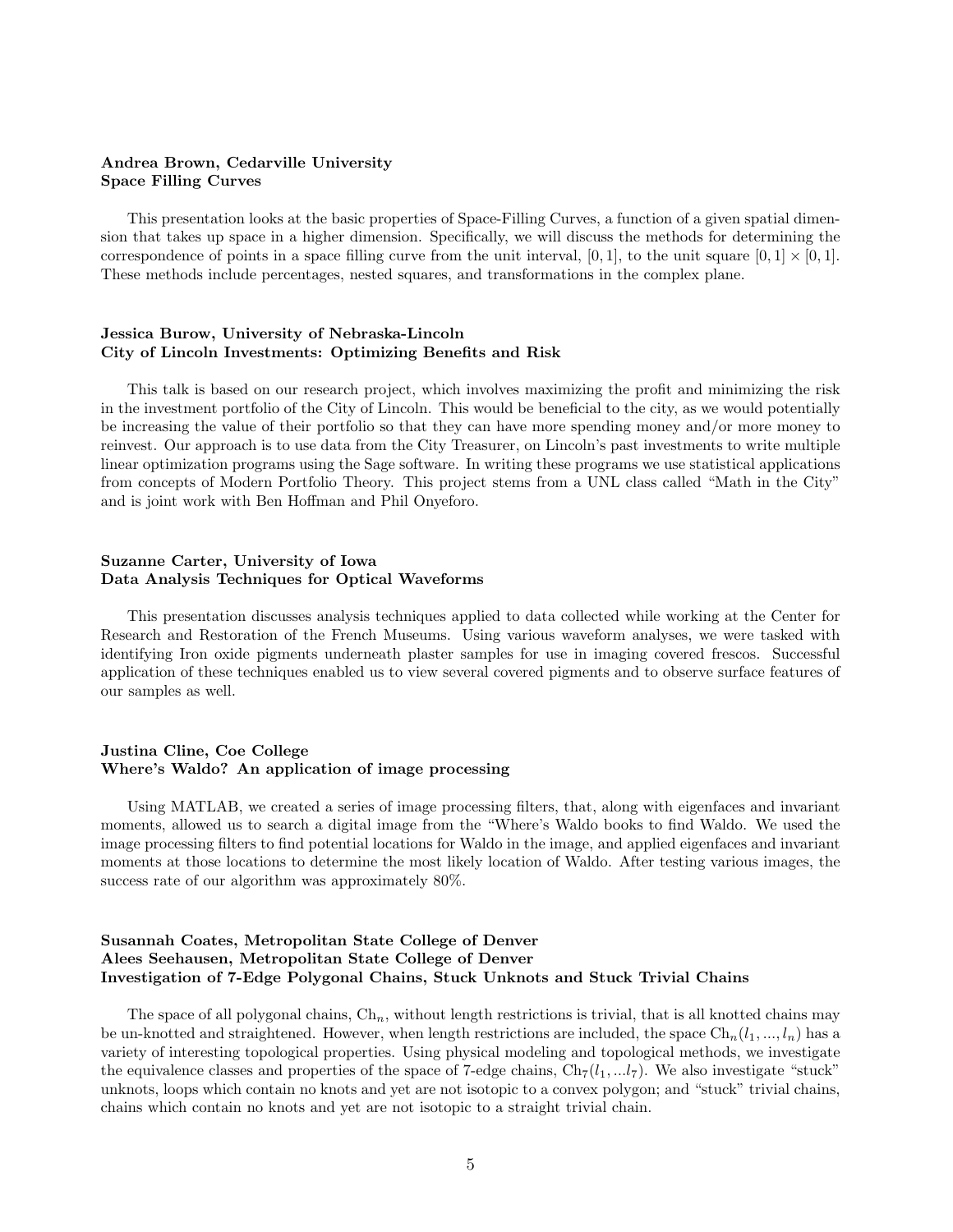**Andrea Brown, Cedarville University**
**Space Filling Curves**

This presentation looks at the basic properties of Space-Filling Curves, a function of a given spatial dimension that takes up space in a higher dimension. Specifically, we will discuss the methods for determining the correspondence of points in a space filling curve from the unit interval, $[0, 1]$, to the unit square $[0, 1] \times [0, 1]$. These methods include percentages, nested squares, and transformations in the complex plane.

**Jessica Burow, University of Nebraska-Lincoln**
**City of Lincoln Investments: Optimizing Benefits and Risk**

This talk is based on our research project, which involves maximizing the profit and minimizing the risk in the investment portfolio of the City of Lincoln. This would be beneficial to the city, as we would potentially be increasing the value of their portfolio so that they can have more spending money and/or more money to reinvest. Our approach is to use data from the City Treasurer, on Lincoln's past investments to write multiple linear optimization programs using the Sage software. In writing these programs we use statistical applications from concepts of Modern Portfolio Theory. This project stems from a UNL class called "Math in the City" and is joint work with Ben Hoffman and Phil Onyeforo.

**Suzanne Carter, University of Iowa**
**Data Analysis Techniques for Optical Waveforms**

This presentation discusses analysis techniques applied to data collected while working at the Center for Research and Restoration of the French Museums. Using various waveform analyses, we were tasked with identifying Iron oxide pigments underneath plaster samples for use in imaging covered frescos. Successful application of these techniques enabled us to view several covered pigments and to observe surface features of our samples as well.

**Justina Cline, Coe College**
**Where's Waldo? An application of image processing**

Using MATLAB, we created a series of image processing filters, that, along with eigenfaces and invariant moments, allowed us to search a digital image from the "Where's Waldo books to find Waldo. We used the image processing filters to find potential locations for Waldo in the image, and applied eigenfaces and invariant moments at those locations to determine the most likely location of Waldo. After testing various images, the success rate of our algorithm was approximately 80%.

**Susannah Coates, Metropolitan State College of Denver**
**Alees Seehausen, Metropolitan State College of Denver**
**Investigation of 7-Edge Polygonal Chains, Stuck Unknots and Stuck Trivial Chains**

The space of all polygonal chains, $\mathrm{Ch}_n$, without length restrictions is trivial, that is all knotted chains may be un-knotted and straightened. However, when length restrictions are included, the space $\mathrm{Ch}_n(l_1, ..., l_n)$ has a variety of interesting topological properties. Using physical modeling and topological methods, we investigate the equivalence classes and properties of the space of 7-edge chains, $\mathrm{Ch}_7(l_1, ...l_7)$. We also investigate "stuck" unknots, loops which contain no knots and yet are not isotopic to a convex polygon; and "stuck" trivial chains, chains which contain no knots and yet are not isotopic to a straight trivial chain.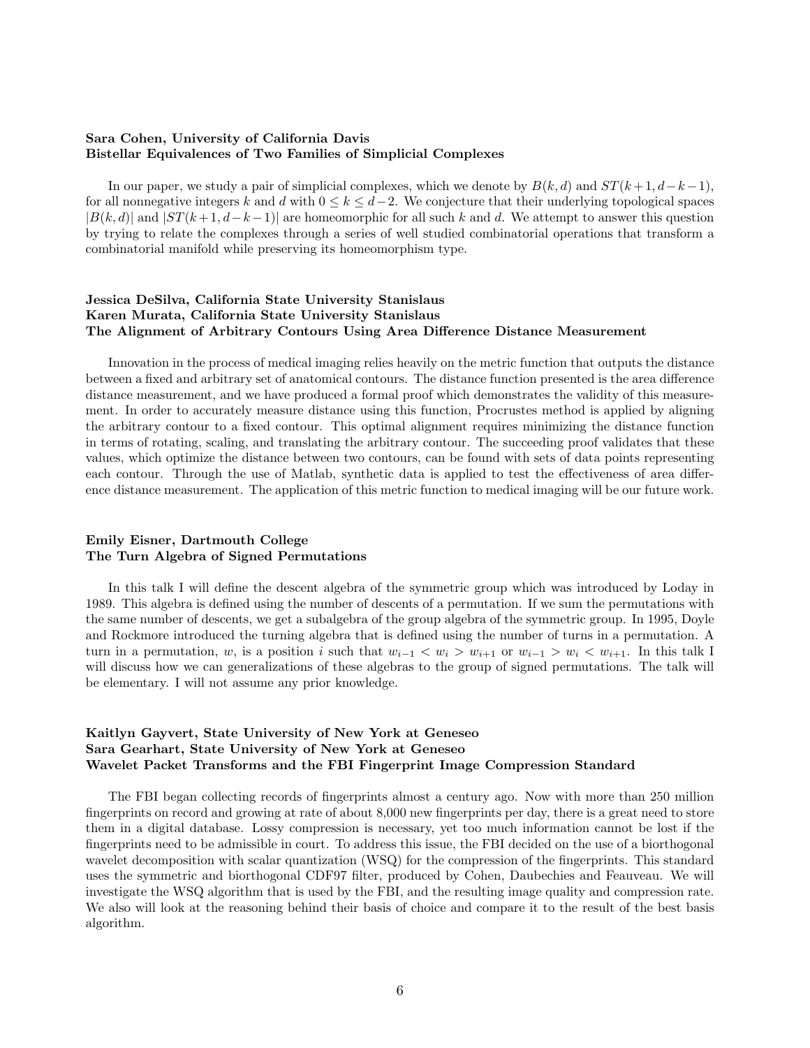**Sara Cohen, University of California Davis**
**Bistellar Equivalences of Two Families of Simplicial Complexes**

In our paper, we study a pair of simplicial complexes, which we denote by $B(k,d)$ and $ST(k+1, d-k-1)$, for all nonnegative integers $k$ and $d$ with $0 \leq k \leq d-2$. We conjecture that their underlying topological spaces $|B(k,d)|$ and $|ST(k+1, d-k-1)|$ are homeomorphic for all such $k$ and $d$. We attempt to answer this question by trying to relate the complexes through a series of well studied combinatorial operations that transform a combinatorial manifold while preserving its homeomorphism type.

**Jessica DeSilva, California State University Stanislaus**
**Karen Murata, California State University Stanislaus**
**The Alignment of Arbitrary Contours Using Area Difference Distance Measurement**

Innovation in the process of medical imaging relies heavily on the metric function that outputs the distance between a fixed and arbitrary set of anatomical contours. The distance function presented is the area difference distance measurement, and we have produced a formal proof which demonstrates the validity of this measurement. In order to accurately measure distance using this function, Procrustes method is applied by aligning the arbitrary contour to a fixed contour. This optimal alignment requires minimizing the distance function in terms of rotating, scaling, and translating the arbitrary contour. The succeeding proof validates that these values, which optimize the distance between two contours, can be found with sets of data points representing each contour. Through the use of Matlab, synthetic data is applied to test the effectiveness of area difference distance measurement. The application of this metric function to medical imaging will be our future work.

**Emily Eisner, Dartmouth College**
**The Turn Algebra of Signed Permutations**

In this talk I will define the descent algebra of the symmetric group which was introduced by Loday in 1989. This algebra is defined using the number of descents of a permutation. If we sum the permutations with the same number of descents, we get a subalgebra of the group algebra of the symmetric group. In 1995, Doyle and Rockmore introduced the turning algebra that is defined using the number of turns in a permutation. A turn in a permutation, $w$, is a position $i$ such that $w_{i-1} < w_i > w_{i+1}$ or $w_{i-1} > w_i < w_{i+1}$. In this talk I will discuss how we can generalizations of these algebras to the group of signed permutations. The talk will be elementary. I will not assume any prior knowledge.

**Kaitlyn Gayvert, State University of New York at Geneseo**
**Sara Gearhart, State University of New York at Geneseo**
**Wavelet Packet Transforms and the FBI Fingerprint Image Compression Standard**

The FBI began collecting records of fingerprints almost a century ago. Now with more than 250 million fingerprints on record and growing at rate of about 8,000 new fingerprints per day, there is a great need to store them in a digital database. Lossy compression is necessary, yet too much information cannot be lost if the fingerprints need to be admissible in court. To address this issue, the FBI decided on the use of a biorthogonal wavelet decomposition with scalar quantization (WSQ) for the compression of the fingerprints. This standard uses the symmetric and biorthogonal CDF97 filter, produced by Cohen, Daubechies and Feauveau. We will investigate the WSQ algorithm that is used by the FBI, and the resulting image quality and compression rate. We also will look at the reasoning behind their basis of choice and compare it to the result of the best basis algorithm.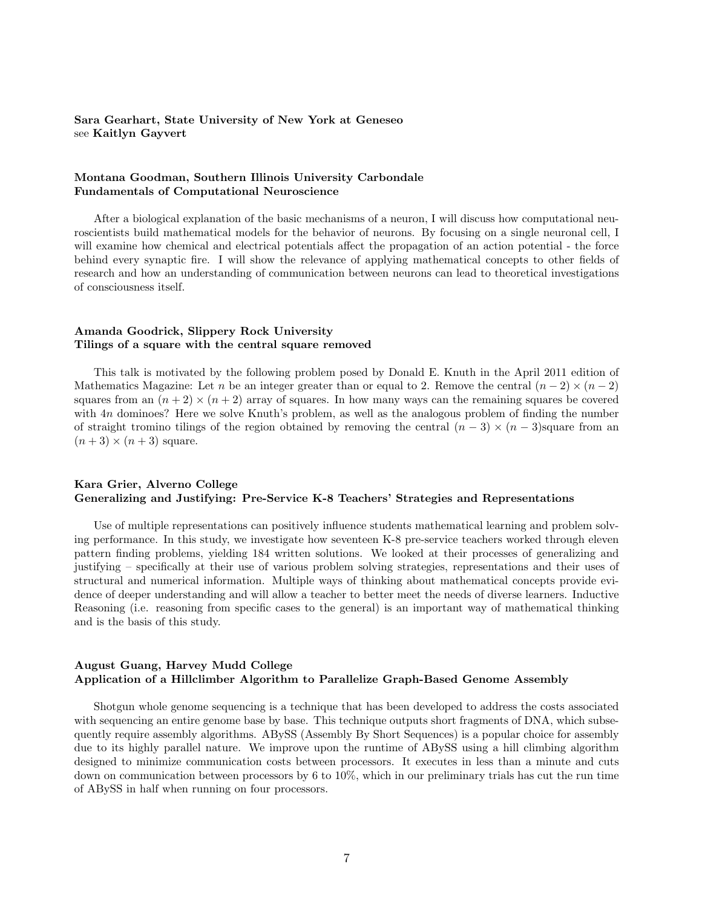**Sara Gearhart, State University of New York at Geneseo**
see **Kaitlyn Gayvert**

**Montana Goodman, Southern Illinois University Carbondale**
**Fundamentals of Computational Neuroscience**

After a biological explanation of the basic mechanisms of a neuron, I will discuss how computational neuroscientists build mathematical models for the behavior of neurons. By focusing on a single neuronal cell, I will examine how chemical and electrical potentials affect the propagation of an action potential - the force behind every synaptic fire. I will show the relevance of applying mathematical concepts to other fields of research and how an understanding of communication between neurons can lead to theoretical investigations of consciousness itself.

**Amanda Goodrick, Slippery Rock University**
**Tilings of a square with the central square removed**

This talk is motivated by the following problem posed by Donald E. Knuth in the April 2011 edition of Mathematics Magazine: Let $n$ be an integer greater than or equal to 2. Remove the central $(n-2)\times(n-2)$ squares from an $(n+2)\times(n+2)$ array of squares. In how many ways can the remaining squares be covered with $4n$ dominoes? Here we solve Knuth's problem, as well as the analogous problem of finding the number of straight tromino tilings of the region obtained by removing the central $(n-3)\times(n-3)$square from an $(n+3)\times(n+3)$ square.

**Kara Grier, Alverno College**
**Generalizing and Justifying: Pre-Service K-8 Teachers' Strategies and Representations**

Use of multiple representations can positively influence students mathematical learning and problem solving performance. In this study, we investigate how seventeen K-8 pre-service teachers worked through eleven pattern finding problems, yielding 184 written solutions. We looked at their processes of generalizing and justifying – specifically at their use of various problem solving strategies, representations and their uses of structural and numerical information. Multiple ways of thinking about mathematical concepts provide evidence of deeper understanding and will allow a teacher to better meet the needs of diverse learners. Inductive Reasoning (i.e. reasoning from specific cases to the general) is an important way of mathematical thinking and is the basis of this study.

**August Guang, Harvey Mudd College**
**Application of a Hillclimber Algorithm to Parallelize Graph-Based Genome Assembly**

Shotgun whole genome sequencing is a technique that has been developed to address the costs associated with sequencing an entire genome base by base. This technique outputs short fragments of DNA, which subsequently require assembly algorithms. ABySS (Assembly By Short Sequences) is a popular choice for assembly due to its highly parallel nature. We improve upon the runtime of ABySS using a hill climbing algorithm designed to minimize communication costs between processors. It executes in less than a minute and cuts down on communication between processors by 6 to 10%, which in our preliminary trials has cut the run time of ABySS in half when running on four processors.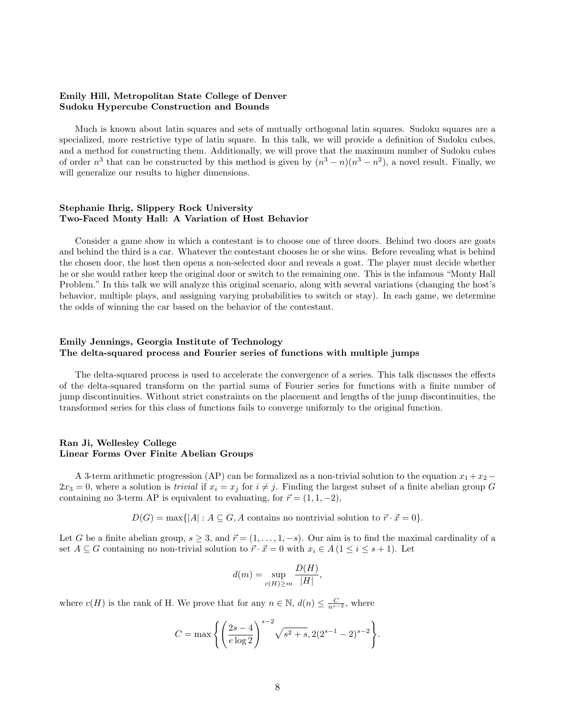**Emily Hill, Metropolitan State College of Denver**
**Sudoku Hypercube Construction and Bounds**

Much is known about latin squares and sets of mutually orthogonal latin squares. Sudoku squares are a specialized, more restrictive type of latin square. In this talk, we will provide a definition of Sudoku cubes, and a method for constructing them. Additionally, we will prove that the maximum number of Sudoku cubes of order $n^3$ that can be constructed by this method is given by $(n^3 - n)(n^3 - n^2)$, a novel result. Finally, we will generalize our results to higher dimensions.

**Stephanie Ihrig, Slippery Rock University**
**Two-Faced Monty Hall: A Variation of Host Behavior**

Consider a game show in which a contestant is to choose one of three doors. Behind two doors are goats and behind the third is a car. Whatever the contestant chooses he or she wins. Before revealing what is behind the chosen door, the host then opens a non-selected door and reveals a goat. The player must decide whether he or she would rather keep the original door or switch to the remaining one. This is the infamous "Monty Hall Problem." In this talk we will analyze this original scenario, along with several variations (changing the host's behavior, multiple plays, and assigning varying probabilities to switch or stay). In each game, we determine the odds of winning the car based on the behavior of the contestant.

**Emily Jennings, Georgia Institute of Technology**
**The delta-squared process and Fourier series of functions with multiple jumps**

The delta-squared process is used to accelerate the convergence of a series. This talk discusses the effects of the delta-squared transform on the partial sums of Fourier series for functions with a finite number of jump discontinuities. Without strict constraints on the placement and lengths of the jump discontinuities, the transformed series for this class of functions fails to converge uniformly to the original function.

**Ran Ji, Wellesley College**
**Linear Forms Over Finite Abelian Groups**

A 3-term arithmetic progression (AP) can be formalized as a non-trivial solution to the equation $x_1 + x_2 - 2x_3 = 0$, where a solution is *trivial* if $x_i = x_j$ for $i \neq j$. Finding the largest subset of a finite abelian group $G$ containing no 3-term AP is equivalent to evaluating, for $\vec{r} = (1, 1, -2)$,

$$D(G) = \max\{|A| : A \subseteq G, A \text{ contains no nontrivial solution to } \vec{r} \cdot \vec{x} = 0\}.$$

Let $G$ be a finite abelian group, $s \geq 3$, and $\vec{r} = (1, \ldots, 1, -s)$. Our aim is to find the maximal cardinality of a set $A \subseteq G$ containing no non-trivial solution to $\vec{r} \cdot \vec{x} = 0$ with $x_i \in A\,(1 \leq i \leq s+1)$. Let

$$d(m) = \sup_{c(H) \geq m} \frac{D(H)}{|H|},$$

where $c(H)$ is the rank of H. We prove that for any $n \in \mathbb{N}$, $d(n) \leq \frac{C}{n^{s-2}}$, where

$$C = \max\left\{ \left(\frac{2s-4}{e \log 2}\right)^{s-2} \sqrt{s^2+s}, 2(2^{s-1}-2)^{s-2} \right\}.$$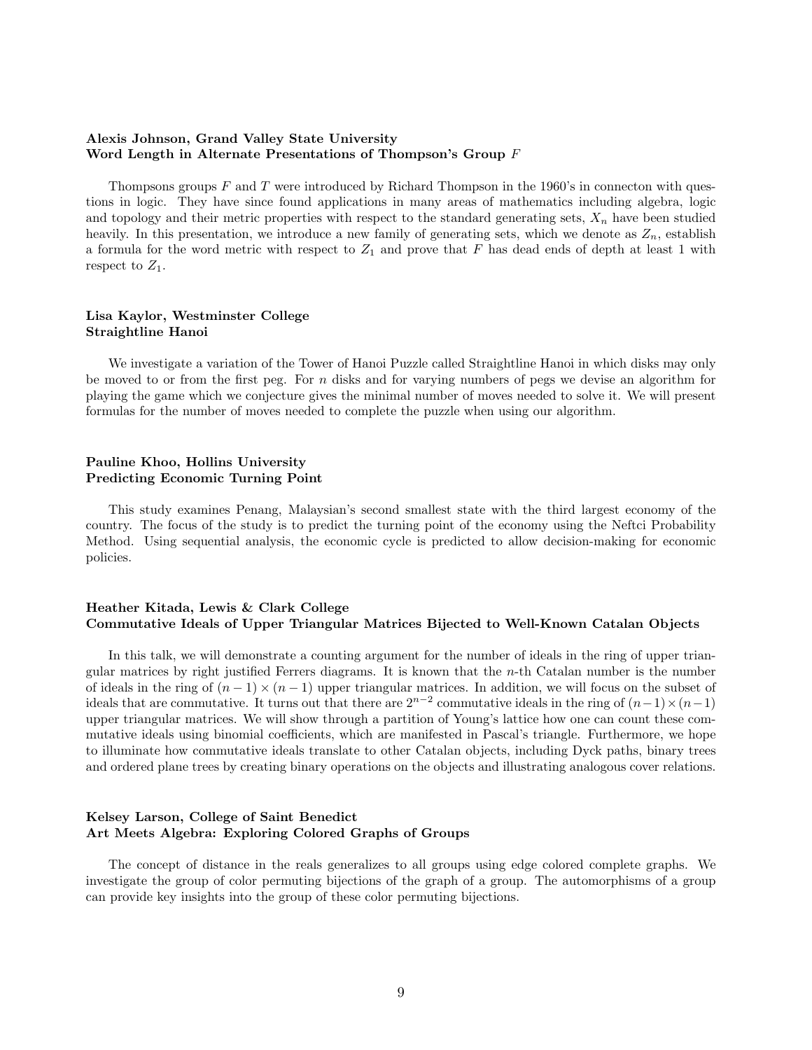**Alexis Johnson, Grand Valley State University**
**Word Length in Alternate Presentations of Thompson's Group $F$**

Thompsons groups $F$ and $T$ were introduced by Richard Thompson in the 1960's in connecton with questions in logic. They have since found applications in many areas of mathematics including algebra, logic and topology and their metric properties with respect to the standard generating sets, $X_n$ have been studied heavily. In this presentation, we introduce a new family of generating sets, which we denote as $Z_n$, establish a formula for the word metric with respect to $Z_1$ and prove that $F$ has dead ends of depth at least 1 with respect to $Z_1$.

**Lisa Kaylor, Westminster College**
**Straightline Hanoi**

We investigate a variation of the Tower of Hanoi Puzzle called Straightline Hanoi in which disks may only be moved to or from the first peg. For $n$ disks and for varying numbers of pegs we devise an algorithm for playing the game which we conjecture gives the minimal number of moves needed to solve it. We will present formulas for the number of moves needed to complete the puzzle when using our algorithm.

**Pauline Khoo, Hollins University**
**Predicting Economic Turning Point**

This study examines Penang, Malaysian's second smallest state with the third largest economy of the country. The focus of the study is to predict the turning point of the economy using the Neftci Probability Method. Using sequential analysis, the economic cycle is predicted to allow decision-making for economic policies.

**Heather Kitada, Lewis & Clark College**
**Commutative Ideals of Upper Triangular Matrices Bijected to Well-Known Catalan Objects**

In this talk, we will demonstrate a counting argument for the number of ideals in the ring of upper triangular matrices by right justified Ferrers diagrams. It is known that the $n$-th Catalan number is the number of ideals in the ring of $(n-1) \times (n-1)$ upper triangular matrices. In addition, we will focus on the subset of ideals that are commutative. It turns out that there are $2^{n-2}$ commutative ideals in the ring of $(n-1) \times (n-1)$ upper triangular matrices. We will show through a partition of Young's lattice how one can count these commutative ideals using binomial coefficients, which are manifested in Pascal's triangle. Furthermore, we hope to illuminate how commutative ideals translate to other Catalan objects, including Dyck paths, binary trees and ordered plane trees by creating binary operations on the objects and illustrating analogous cover relations.

**Kelsey Larson, College of Saint Benedict**
**Art Meets Algebra: Exploring Colored Graphs of Groups**

The concept of distance in the reals generalizes to all groups using edge colored complete graphs. We investigate the group of color permuting bijections of the graph of a group. The automorphisms of a group can provide key insights into the group of these color permuting bijections.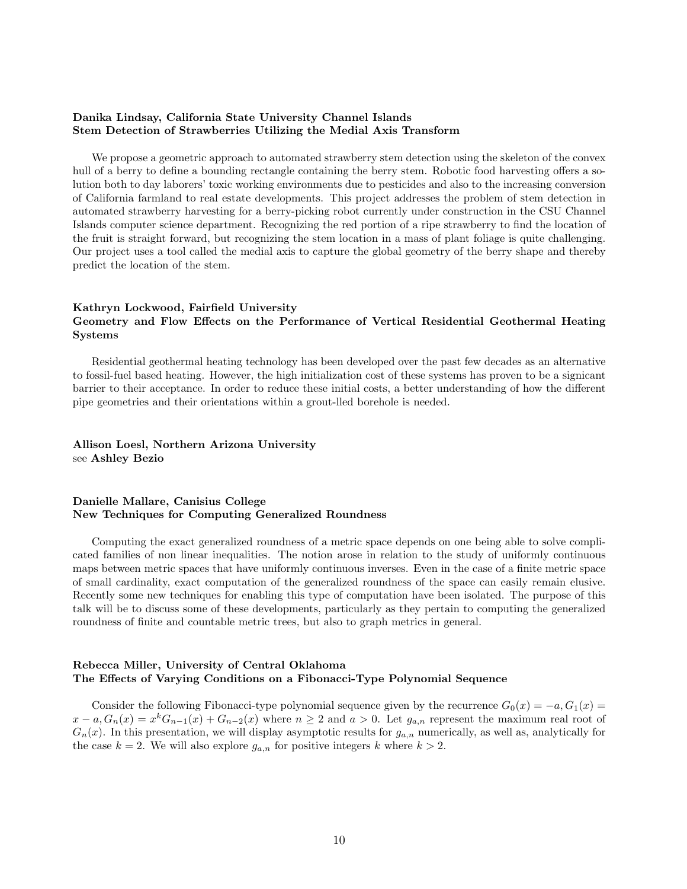**Danika Lindsay, California State University Channel Islands**
**Stem Detection of Strawberries Utilizing the Medial Axis Transform**

We propose a geometric approach to automated strawberry stem detection using the skeleton of the convex hull of a berry to define a bounding rectangle containing the berry stem. Robotic food harvesting offers a solution both to day laborers' toxic working environments due to pesticides and also to the increasing conversion of California farmland to real estate developments. This project addresses the problem of stem detection in automated strawberry harvesting for a berry-picking robot currently under construction in the CSU Channel Islands computer science department. Recognizing the red portion of a ripe strawberry to find the location of the fruit is straight forward, but recognizing the stem location in a mass of plant foliage is quite challenging. Our project uses a tool called the medial axis to capture the global geometry of the berry shape and thereby predict the location of the stem.

**Kathryn Lockwood, Fairfield University**
**Geometry and Flow Effects on the Performance of Vertical Residential Geothermal Heating Systems**

Residential geothermal heating technology has been developed over the past few decades as an alternative to fossil-fuel based heating. However, the high initialization cost of these systems has proven to be a signicant barrier to their acceptance. In order to reduce these initial costs, a better understanding of how the different pipe geometries and their orientations within a grout-lled borehole is needed.

**Allison Loesl, Northern Arizona University**
see **Ashley Bezio**

**Danielle Mallare, Canisius College**
**New Techniques for Computing Generalized Roundness**

Computing the exact generalized roundness of a metric space depends on one being able to solve complicated families of non linear inequalities. The notion arose in relation to the study of uniformly continuous maps between metric spaces that have uniformly continuous inverses. Even in the case of a finite metric space of small cardinality, exact computation of the generalized roundness of the space can easily remain elusive. Recently some new techniques for enabling this type of computation have been isolated. The purpose of this talk will be to discuss some of these developments, particularly as they pertain to computing the generalized roundness of finite and countable metric trees, but also to graph metrics in general.

**Rebecca Miller, University of Central Oklahoma**
**The Effects of Varying Conditions on a Fibonacci-Type Polynomial Sequence**

Consider the following Fibonacci-type polynomial sequence given by the recurrence $G_0(x) = -a, G_1(x) = x - a, G_n(x) = x^k G_{n-1}(x) + G_{n-2}(x)$ where $n \geq 2$ and $a > 0$. Let $g_{a,n}$ represent the maximum real root of $G_n(x)$. In this presentation, we will display asymptotic results for $g_{a,n}$ numerically, as well as, analytically for the case $k = 2$. We will also explore $g_{a,n}$ for positive integers $k$ where $k > 2$.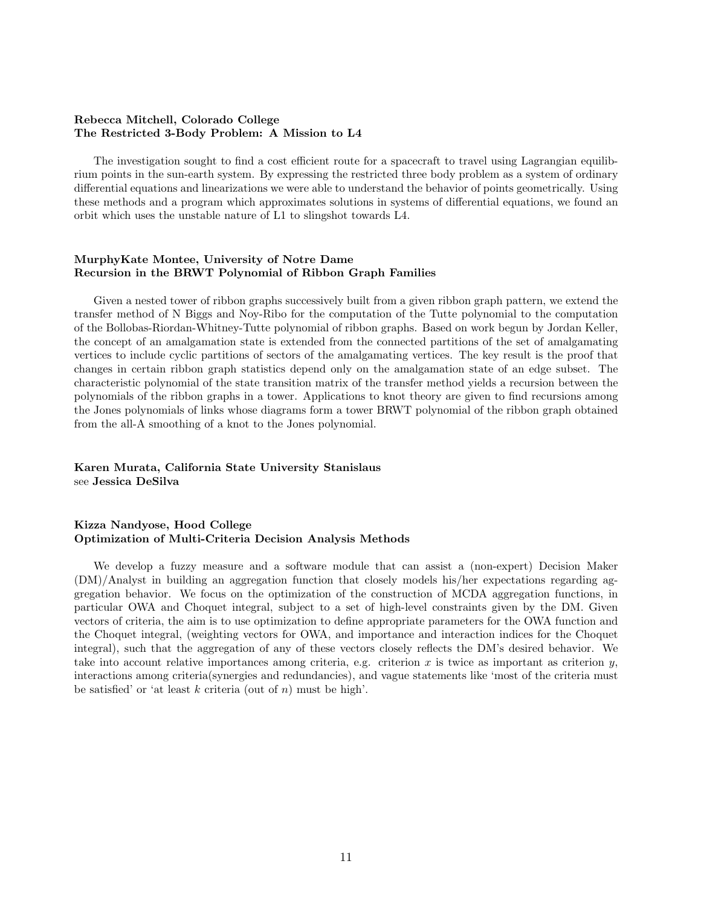**Rebecca Mitchell, Colorado College**
**The Restricted 3-Body Problem: A Mission to L4**

The investigation sought to find a cost efficient route for a spacecraft to travel using Lagrangian equilibrium points in the sun-earth system. By expressing the restricted three body problem as a system of ordinary differential equations and linearizations we were able to understand the behavior of points geometrically. Using these methods and a program which approximates solutions in systems of differential equations, we found an orbit which uses the unstable nature of L1 to slingshot towards L4.

**MurphyKate Montee, University of Notre Dame**
**Recursion in the BRWT Polynomial of Ribbon Graph Families**

Given a nested tower of ribbon graphs successively built from a given ribbon graph pattern, we extend the transfer method of N Biggs and Noy-Ribo for the computation of the Tutte polynomial to the computation of the Bollobas-Riordan-Whitney-Tutte polynomial of ribbon graphs. Based on work begun by Jordan Keller, the concept of an amalgamation state is extended from the connected partitions of the set of amalgamating vertices to include cyclic partitions of sectors of the amalgamating vertices. The key result is the proof that changes in certain ribbon graph statistics depend only on the amalgamation state of an edge subset. The characteristic polynomial of the state transition matrix of the transfer method yields a recursion between the polynomials of the ribbon graphs in a tower. Applications to knot theory are given to find recursions among the Jones polynomials of links whose diagrams form a tower BRWT polynomial of the ribbon graph obtained from the all-A smoothing of a knot to the Jones polynomial.

**Karen Murata, California State University Stanislaus**
see **Jessica DeSilva**

**Kizza Nandyose, Hood College**
**Optimization of Multi-Criteria Decision Analysis Methods**

We develop a fuzzy measure and a software module that can assist a (non-expert) Decision Maker (DM)/Analyst in building an aggregation function that closely models his/her expectations regarding aggregation behavior. We focus on the optimization of the construction of MCDA aggregation functions, in particular OWA and Choquet integral, subject to a set of high-level constraints given by the DM. Given vectors of criteria, the aim is to use optimization to define appropriate parameters for the OWA function and the Choquet integral, (weighting vectors for OWA, and importance and interaction indices for the Choquet integral), such that the aggregation of any of these vectors closely reflects the DM's desired behavior. We take into account relative importances among criteria, e.g. criterion $x$ is twice as important as criterion $y$, interactions among criteria(synergies and redundancies), and vague statements like 'most of the criteria must be satisfied' or 'at least $k$ criteria (out of $n$) must be high'.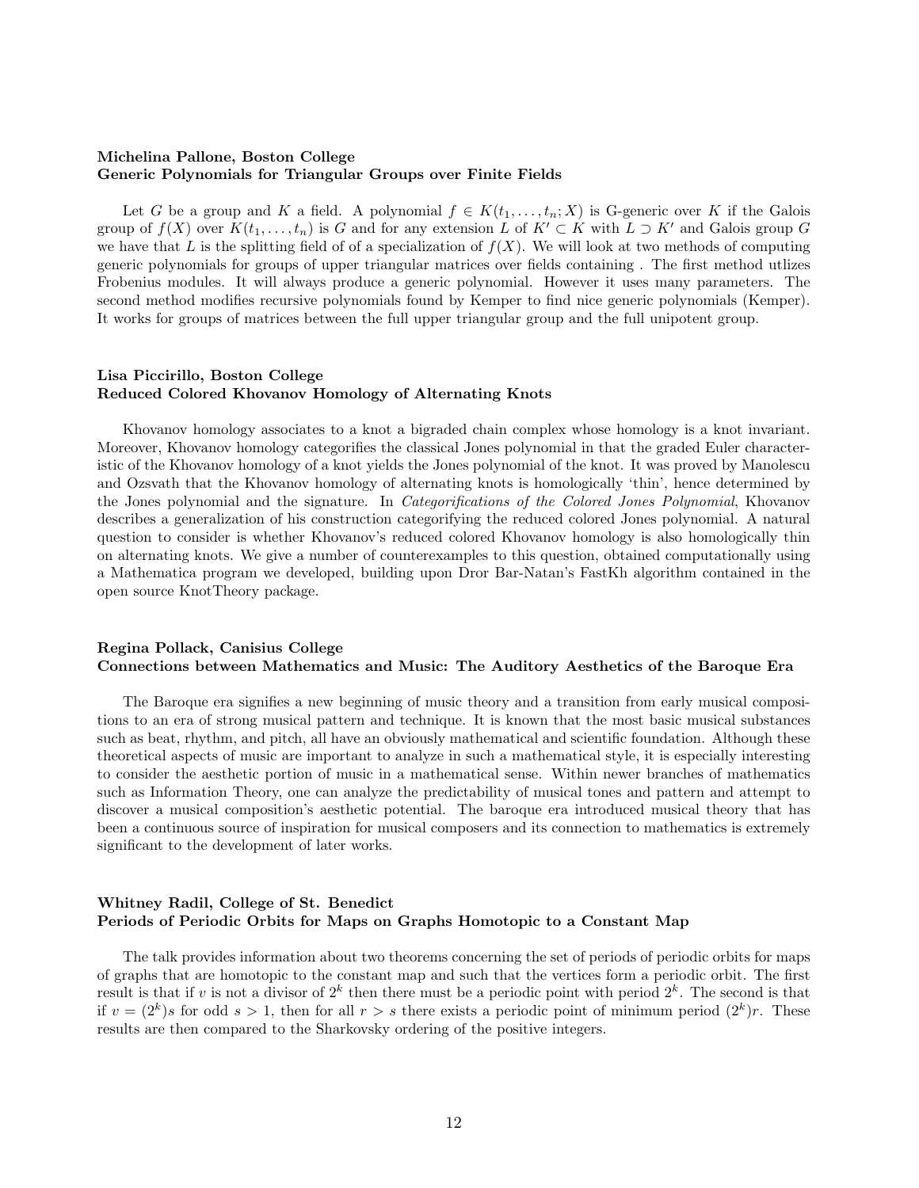**Michelina Pallone, Boston College**
**Generic Polynomials for Triangular Groups over Finite Fields**

Let $G$ be a group and $K$ a field. A polynomial $f \in K(t_1, \ldots, t_n; X)$ is G-generic over $K$ if the Galois group of $f(X)$ over $K(t_1, \ldots, t_n)$ is $G$ and for any extension $L$ of $K' \subset K$ with $L \supset K'$ and Galois group $G$ we have that $L$ is the splitting field of of a specialization of $f(X)$. We will look at two methods of computing generic polynomials for groups of upper triangular matrices over fields containing . The first method utlizes Frobenius modules. It will always produce a generic polynomial. However it uses many parameters. The second method modifies recursive polynomials found by Kemper to find nice generic polynomials (Kemper). It works for groups of matrices between the full upper triangular group and the full unipotent group.

**Lisa Piccirillo, Boston College**
**Reduced Colored Khovanov Homology of Alternating Knots**

Khovanov homology associates to a knot a bigraded chain complex whose homology is a knot invariant. Moreover, Khovanov homology categorifies the classical Jones polynomial in that the graded Euler characteristic of the Khovanov homology of a knot yields the Jones polynomial of the knot. It was proved by Manolescu and Ozsvath that the Khovanov homology of alternating knots is homologically 'thin', hence determined by the Jones polynomial and the signature. In *Categorifications of the Colored Jones Polynomial*, Khovanov describes a generalization of his construction categorifying the reduced colored Jones polynomial. A natural question to consider is whether Khovanov's reduced colored Khovanov homology is also homologically thin on alternating knots. We give a number of counterexamples to this question, obtained computationally using a Mathematica program we developed, building upon Dror Bar-Natan's FastKh algorithm contained in the open source KnotTheory package.

**Regina Pollack, Canisius College**
**Connections between Mathematics and Music: The Auditory Aesthetics of the Baroque Era**

The Baroque era signifies a new beginning of music theory and a transition from early musical compositions to an era of strong musical pattern and technique. It is known that the most basic musical substances such as beat, rhythm, and pitch, all have an obviously mathematical and scientific foundation. Although these theoretical aspects of music are important to analyze in such a mathematical style, it is especially interesting to consider the aesthetic portion of music in a mathematical sense. Within newer branches of mathematics such as Information Theory, one can analyze the predictability of musical tones and pattern and attempt to discover a musical composition's aesthetic potential. The baroque era introduced musical theory that has been a continuous source of inspiration for musical composers and its connection to mathematics is extremely significant to the development of later works.

**Whitney Radil, College of St. Benedict**
**Periods of Periodic Orbits for Maps on Graphs Homotopic to a Constant Map**

The talk provides information about two theorems concerning the set of periods of periodic orbits for maps of graphs that are homotopic to the constant map and such that the vertices form a periodic orbit. The first result is that if $v$ is not a divisor of $2^k$ then there must be a periodic point with period $2^k$. The second is that if $v = (2^k)s$ for odd $s > 1$, then for all $r > s$ there exists a periodic point of minimum period $(2^k)r$. These results are then compared to the Sharkovsky ordering of the positive integers.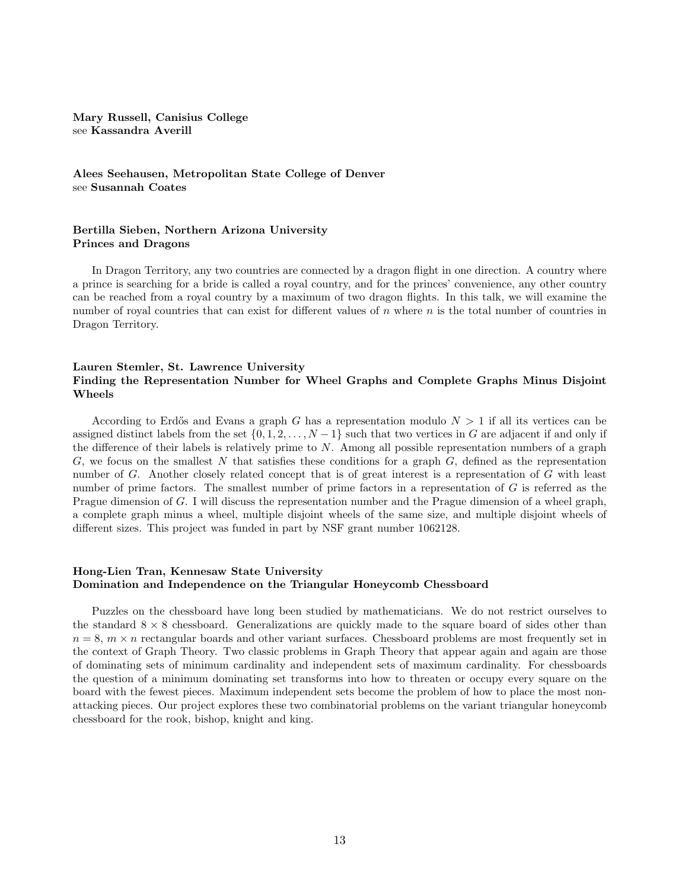**Mary Russell, Canisius College**
see **Kassandra Averill**

**Alees Seehausen, Metropolitan State College of Denver**
see **Susannah Coates**

**Bertilla Sieben, Northern Arizona University**
**Princes and Dragons**

In Dragon Territory, any two countries are connected by a dragon flight in one direction. A country where a prince is searching for a bride is called a royal country, and for the princes' convenience, any other country can be reached from a royal country by a maximum of two dragon flights. In this talk, we will examine the number of royal countries that can exist for different values of $n$ where $n$ is the total number of countries in Dragon Territory.

**Lauren Stemler, St. Lawrence University**
**Finding the Representation Number for Wheel Graphs and Complete Graphs Minus Disjoint Wheels**

According to Erdős and Evans a graph $G$ has a representation modulo $N > 1$ if all its vertices can be assigned distinct labels from the set $\{0, 1, 2, \ldots, N-1\}$ such that two vertices in $G$ are adjacent if and only if the difference of their labels is relatively prime to $N$. Among all possible representation numbers of a graph $G$, we focus on the smallest $N$ that satisfies these conditions for a graph $G$, defined as the representation number of $G$. Another closely related concept that is of great interest is a representation of $G$ with least number of prime factors. The smallest number of prime factors in a representation of $G$ is referred as the Prague dimension of $G$. I will discuss the representation number and the Prague dimension of a wheel graph, a complete graph minus a wheel, multiple disjoint wheels of the same size, and multiple disjoint wheels of different sizes. This project was funded in part by NSF grant number 1062128.

**Hong-Lien Tran, Kennesaw State University**
**Domination and Independence on the Triangular Honeycomb Chessboard**

Puzzles on the chessboard have long been studied by mathematicians. We do not restrict ourselves to the standard $8 \times 8$ chessboard. Generalizations are quickly made to the square board of sides other than $n = 8$, $m \times n$ rectangular boards and other variant surfaces. Chessboard problems are most frequently set in the context of Graph Theory. Two classic problems in Graph Theory that appear again and again are those of dominating sets of minimum cardinality and independent sets of maximum cardinality. For chessboards the question of a minimum dominating set transforms into how to threaten or occupy every square on the board with the fewest pieces. Maximum independent sets become the problem of how to place the most non-attacking pieces. Our project explores these two combinatorial problems on the variant triangular honeycomb chessboard for the rook, bishop, knight and king.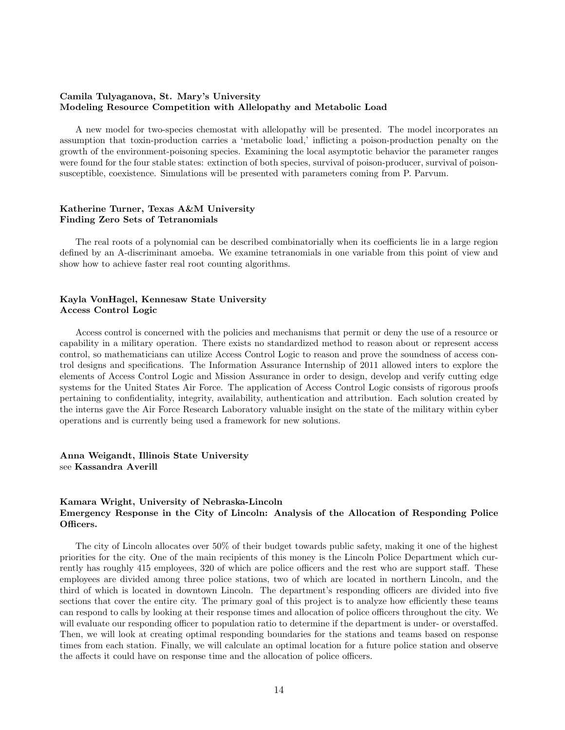**Camila Tulyaganova, St. Mary's University**
**Modeling Resource Competition with Allelopathy and Metabolic Load**

A new model for two-species chemostat with allelopathy will be presented. The model incorporates an assumption that toxin-production carries a 'metabolic load,' inflicting a poison-production penalty on the growth of the environment-poisoning species. Examining the local asymptotic behavior the parameter ranges were found for the four stable states: extinction of both species, survival of poison-producer, survival of poison-susceptible, coexistence. Simulations will be presented with parameters coming from P. Parvum.

**Katherine Turner, Texas A&M University**
**Finding Zero Sets of Tetranomials**

The real roots of a polynomial can be described combinatorially when its coefficients lie in a large region defined by an A-discriminant amoeba. We examine tetranomials in one variable from this point of view and show how to achieve faster real root counting algorithms.

**Kayla VonHagel, Kennesaw State University**
**Access Control Logic**

Access control is concerned with the policies and mechanisms that permit or deny the use of a resource or capability in a military operation. There exists no standardized method to reason about or represent access control, so mathematicians can utilize Access Control Logic to reason and prove the soundness of access control designs and specifications. The Information Assurance Internship of 2011 allowed inters to explore the elements of Access Control Logic and Mission Assurance in order to design, develop and verify cutting edge systems for the United States Air Force. The application of Access Control Logic consists of rigorous proofs pertaining to confidentiality, integrity, availability, authentication and attribution. Each solution created by the interns gave the Air Force Research Laboratory valuable insight on the state of the military within cyber operations and is currently being used a framework for new solutions.

**Anna Weigandt, Illinois State University**
see **Kassandra Averill**

**Kamara Wright, University of Nebraska-Lincoln**
**Emergency Response in the City of Lincoln: Analysis of the Allocation of Responding Police Officers.**

The city of Lincoln allocates over 50% of their budget towards public safety, making it one of the highest priorities for the city. One of the main recipients of this money is the Lincoln Police Department which currently has roughly 415 employees, 320 of which are police officers and the rest who are support staff. These employees are divided among three police stations, two of which are located in northern Lincoln, and the third of which is located in downtown Lincoln. The department's responding officers are divided into five sections that cover the entire city. The primary goal of this project is to analyze how efficiently these teams can respond to calls by looking at their response times and allocation of police officers throughout the city. We will evaluate our responding officer to population ratio to determine if the department is under- or overstaffed. Then, we will look at creating optimal responding boundaries for the stations and teams based on response times from each station. Finally, we will calculate an optimal location for a future police station and observe the affects it could have on response time and the allocation of police officers.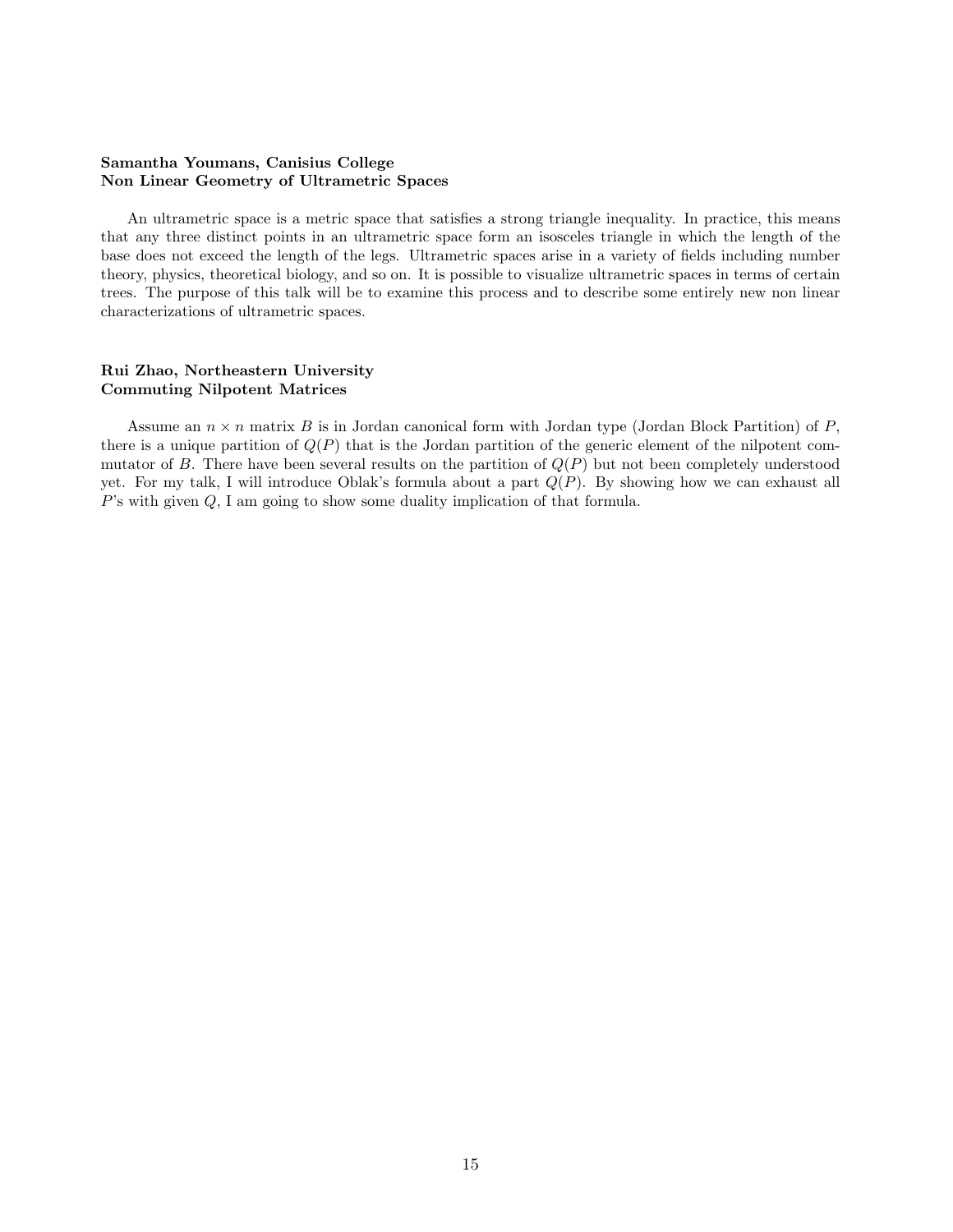**Samantha Youmans, Canisius College**
**Non Linear Geometry of Ultrametric Spaces**

An ultrametric space is a metric space that satisfies a strong triangle inequality. In practice, this means that any three distinct points in an ultrametric space form an isosceles triangle in which the length of the base does not exceed the length of the legs. Ultrametric spaces arise in a variety of fields including number theory, physics, theoretical biology, and so on. It is possible to visualize ultrametric spaces in terms of certain trees. The purpose of this talk will be to examine this process and to describe some entirely new non linear characterizations of ultrametric spaces.

**Rui Zhao, Northeastern University**
**Commuting Nilpotent Matrices**

Assume an $n \times n$ matrix $B$ is in Jordan canonical form with Jordan type (Jordan Block Partition) of $P$, there is a unique partition of $Q(P)$ that is the Jordan partition of the generic element of the nilpotent commutator of $B$. There have been several results on the partition of $Q(P)$ but not been completely understood yet. For my talk, I will introduce Oblak's formula about a part $Q(P)$. By showing how we can exhaust all $P$'s with given $Q$, I am going to show some duality implication of that formula.